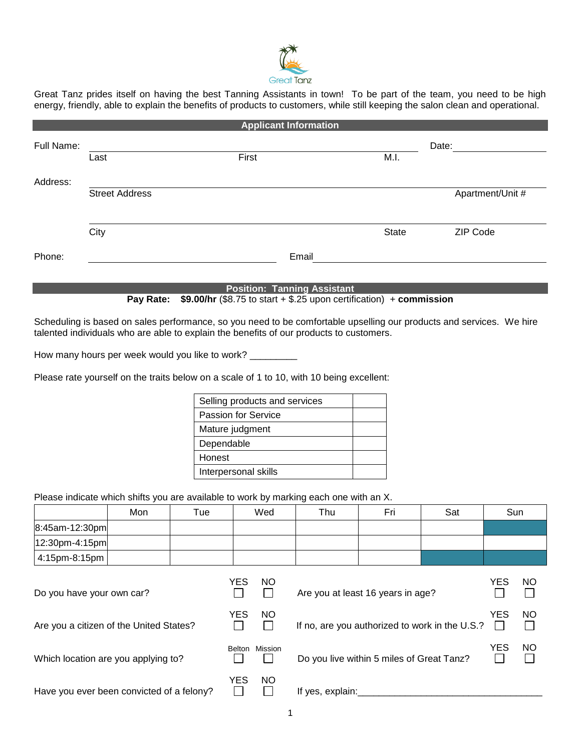Great Tanz

Great Tanz prides itself on having the best Tanning Assistants in town! To be part of the team, you need to be high energy, friendly, able to explain the benefits of products to customers, while still keeping the salon clean and operational.

## Applicant Information

Full Name: ______________________________________ Date: ______________

Last First M.I.

Address: ______________________________________________________________

Street Address Apartment/Unit #

______________________________________________________________

City State ZIP Code

Phone: ______________________ Email ______________________________

## Position: Tanning Assistant

**Pay Rate: $9.00/hr** ($8.75 to start + $.25 upon certification) + **commission**

Scheduling is based on sales performance, so you need to be comfortable upselling our products and services. We hire talented individuals who are able to explain the benefits of our products to customers.

How many hours per week would you like to work? _________

Please rate yourself on the traits below on a scale of 1 to 10, with 10 being excellent:

| Trait | Rating |
|---|---|
| Selling products and services | |
| Passion for Service | |
| Mature judgment | |
| Dependable | |
| Honest | |
| Interpersonal skills | |

Please indicate which shifts you are available to work by marking each one with an X.

| | Mon | Tue | Wed | Thu | Fri | Sat | Sun |
|---|---|---|---|---|---|---|---|
| 8:45am-12:30pm | | | | | | | |
| 12:30pm-4:15pm | | | | | | | |
| 4:15pm-8:15pm | | | | | | | |

Do you have your own car? YES ☐ NO ☐

Are you at least 16 years in age? YES ☐ NO ☐

Are you a citizen of the United States? YES ☐ NO ☐

If no, are you authorized to work in the U.S.? YES ☐ NO ☐

Which location are you applying to? Belton ☐ Mission ☐

Do you live within 5 miles of Great Tanz? YES ☐ NO ☐

Have you ever been convicted of a felony? YES ☐ NO ☐

If yes, explain: ___________________________________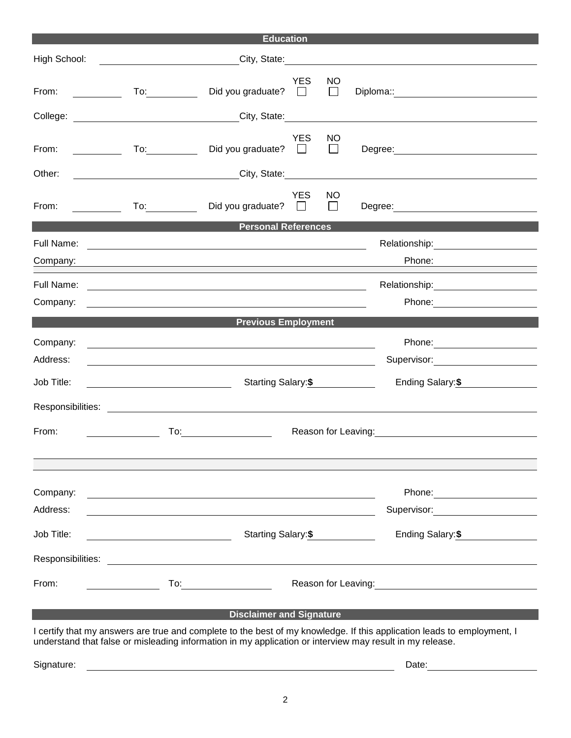## Education

High School: ______________________ City, State: ______________________

From: __________ To: __________ Did you graduate? YES ☐ NO ☐ Diploma:: ______________________

College: ______________________ City, State: ______________________

From: __________ To: __________ Did you graduate? YES ☐ NO ☐ Degree: ______________________

Other: ______________________ City, State: ______________________

From: __________ To: __________ Did you graduate? YES ☐ NO ☐ Degree: ______________________

## Personal References

Full Name: ______________________ Relationship: ______________________

Company: ______________________ Phone: ______________________

Full Name: ______________________ Relationship: ______________________

Company: ______________________ Phone: ______________________

## Previous Employment

Company: ______________________ Phone: ______________________

Address: ______________________ Supervisor: ______________________

Job Title: ______________________ Starting Salary:**$** __________ Ending Salary:**$** __________

Responsibilities: ______________________

From: __________ To: __________ Reason for Leaving: ______________________

Company: ______________________ Phone: ______________________

Address: ______________________ Supervisor: ______________________

Job Title: ______________________ Starting Salary:**$** __________ Ending Salary:**$** __________

Responsibilities: ______________________

From: __________ To: __________ Reason for Leaving: ______________________

## Disclaimer and Signature

I certify that my answers are true and complete to the best of my knowledge. If this application leads to employment, I understand that false or misleading information in my application or interview may result in my release.

Signature: ______________________ Date: ______________________